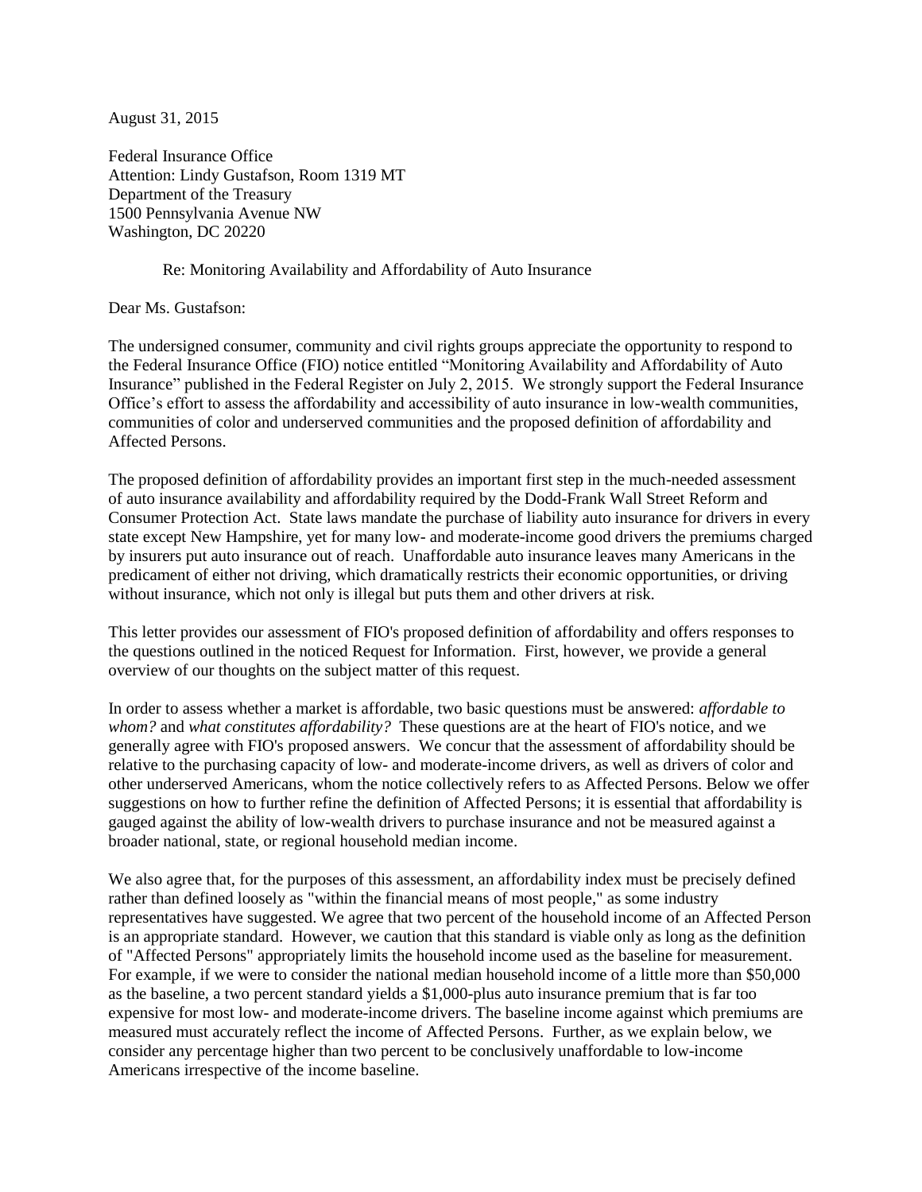August 31, 2015

Federal Insurance Office
Attention: Lindy Gustafson, Room 1319 MT
Department of the Treasury
1500 Pennsylvania Avenue NW
Washington, DC 20220

Re: Monitoring Availability and Affordability of Auto Insurance

Dear Ms. Gustafson:

The undersigned consumer, community and civil rights groups appreciate the opportunity to respond to the Federal Insurance Office (FIO) notice entitled "Monitoring Availability and Affordability of Auto Insurance" published in the Federal Register on July 2, 2015. We strongly support the Federal Insurance Office's effort to assess the affordability and accessibility of auto insurance in low-wealth communities, communities of color and underserved communities and the proposed definition of affordability and Affected Persons.

The proposed definition of affordability provides an important first step in the much-needed assessment of auto insurance availability and affordability required by the Dodd-Frank Wall Street Reform and Consumer Protection Act. State laws mandate the purchase of liability auto insurance for drivers in every state except New Hampshire, yet for many low- and moderate-income good drivers the premiums charged by insurers put auto insurance out of reach. Unaffordable auto insurance leaves many Americans in the predicament of either not driving, which dramatically restricts their economic opportunities, or driving without insurance, which not only is illegal but puts them and other drivers at risk.

This letter provides our assessment of FIO's proposed definition of affordability and offers responses to the questions outlined in the noticed Request for Information. First, however, we provide a general overview of our thoughts on the subject matter of this request.

In order to assess whether a market is affordable, two basic questions must be answered: *affordable to whom?* and *what constitutes affordability?* These questions are at the heart of FIO's notice, and we generally agree with FIO's proposed answers. We concur that the assessment of affordability should be relative to the purchasing capacity of low- and moderate-income drivers, as well as drivers of color and other underserved Americans, whom the notice collectively refers to as Affected Persons. Below we offer suggestions on how to further refine the definition of Affected Persons; it is essential that affordability is gauged against the ability of low-wealth drivers to purchase insurance and not be measured against a broader national, state, or regional household median income.

We also agree that, for the purposes of this assessment, an affordability index must be precisely defined rather than defined loosely as "within the financial means of most people," as some industry representatives have suggested. We agree that two percent of the household income of an Affected Person is an appropriate standard. However, we caution that this standard is viable only as long as the definition of "Affected Persons" appropriately limits the household income used as the baseline for measurement. For example, if we were to consider the national median household income of a little more than $50,000 as the baseline, a two percent standard yields a $1,000-plus auto insurance premium that is far too expensive for most low- and moderate-income drivers. The baseline income against which premiums are measured must accurately reflect the income of Affected Persons. Further, as we explain below, we consider any percentage higher than two percent to be conclusively unaffordable to low-income Americans irrespective of the income baseline.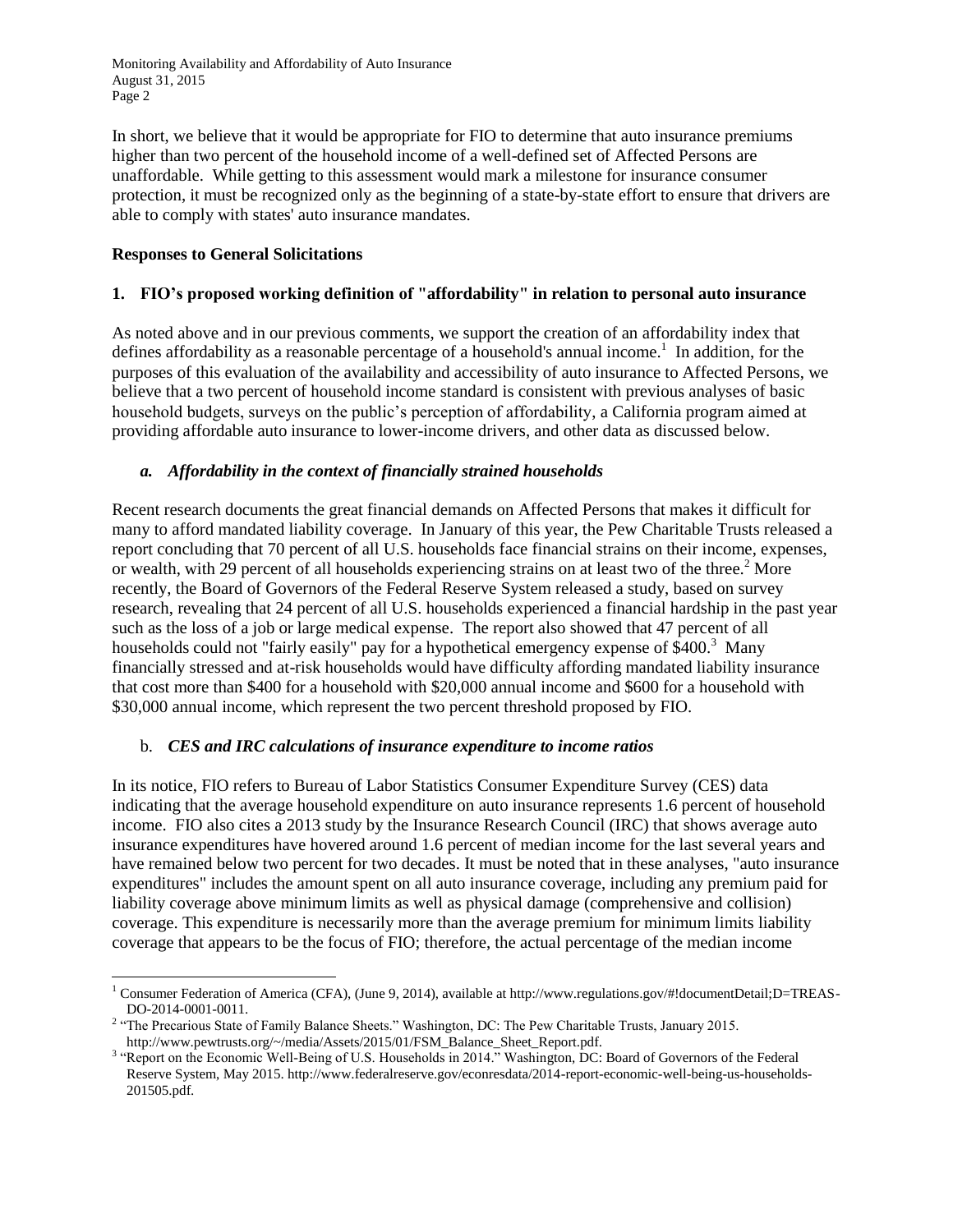In short, we believe that it would be appropriate for FIO to determine that auto insurance premiums higher than two percent of the household income of a well-defined set of Affected Persons are unaffordable. While getting to this assessment would mark a milestone for insurance consumer protection, it must be recognized only as the beginning of a state-by-state effort to ensure that drivers are able to comply with states' auto insurance mandates.

**Responses to General Solicitations**

**1. FIO's proposed working definition of "affordability" in relation to personal auto insurance**

As noted above and in our previous comments, we support the creation of an affordability index that defines affordability as a reasonable percentage of a household's annual income.[1] In addition, for the purposes of this evaluation of the availability and accessibility of auto insurance to Affected Persons, we believe that a two percent of household income standard is consistent with previous analyses of basic household budgets, surveys on the public's perception of affordability, a California program aimed at providing affordable auto insurance to lower-income drivers, and other data as discussed below.

***a. Affordability in the context of financially strained households***

Recent research documents the great financial demands on Affected Persons that makes it difficult for many to afford mandated liability coverage. In January of this year, the Pew Charitable Trusts released a report concluding that 70 percent of all U.S. households face financial strains on their income, expenses, or wealth, with 29 percent of all households experiencing strains on at least two of the three.[2] More recently, the Board of Governors of the Federal Reserve System released a study, based on survey research, revealing that 24 percent of all U.S. households experienced a financial hardship in the past year such as the loss of a job or large medical expense. The report also showed that 47 percent of all households could not "fairly easily" pay for a hypothetical emergency expense of $400.[3] Many financially stressed and at-risk households would have difficulty affording mandated liability insurance that cost more than $400 for a household with $20,000 annual income and $600 for a household with $30,000 annual income, which represent the two percent threshold proposed by FIO.

b. ***CES and IRC calculations of insurance expenditure to income ratios***

In its notice, FIO refers to Bureau of Labor Statistics Consumer Expenditure Survey (CES) data indicating that the average household expenditure on auto insurance represents 1.6 percent of household income. FIO also cites a 2013 study by the Insurance Research Council (IRC) that shows average auto insurance expenditures have hovered around 1.6 percent of median income for the last several years and have remained below two percent for two decades. It must be noted that in these analyses, "auto insurance expenditures" includes the amount spent on all auto insurance coverage, including any premium paid for liability coverage above minimum limits as well as physical damage (comprehensive and collision) coverage. This expenditure is necessarily more than the average premium for minimum limits liability coverage that appears to be the focus of FIO; therefore, the actual percentage of the median income

[1] Consumer Federation of America (CFA), (June 9, 2014), available at http://www.regulations.gov/#!documentDetail;D=TREAS-DO-2014-0001-0011.

[2] "The Precarious State of Family Balance Sheets." Washington, DC: The Pew Charitable Trusts, January 2015. http://www.pewtrusts.org/~/media/Assets/2015/01/FSM_Balance_Sheet_Report.pdf.

[3] "Report on the Economic Well-Being of U.S. Households in 2014." Washington, DC: Board of Governors of the Federal Reserve System, May 2015. http://www.federalreserve.gov/econresdata/2014-report-economic-well-being-us-households-201505.pdf.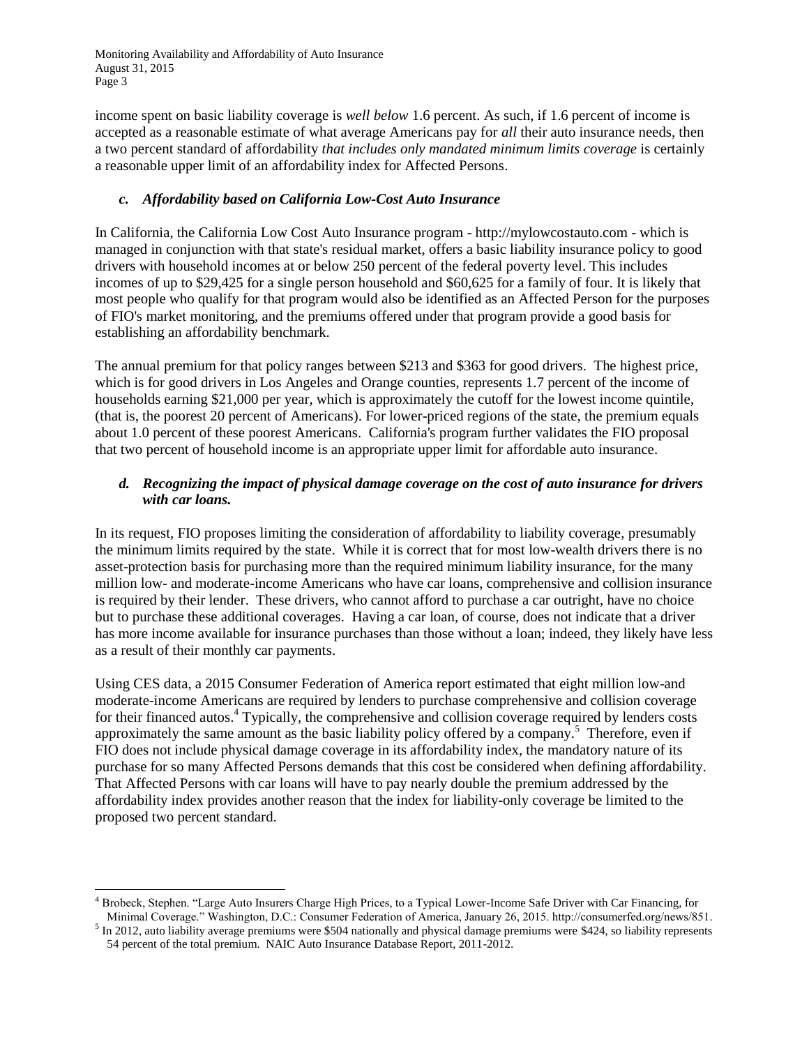income spent on basic liability coverage is *well below* 1.6 percent. As such, if 1.6 percent of income is accepted as a reasonable estimate of what average Americans pay for *all* their auto insurance needs, then a two percent standard of affordability *that includes only mandated minimum limits coverage* is certainly a reasonable upper limit of an affordability index for Affected Persons.

### *c. Affordability based on California Low-Cost Auto Insurance*

In California, the California Low Cost Auto Insurance program - http://mylowcostauto.com - which is managed in conjunction with that state's residual market, offers a basic liability insurance policy to good drivers with household incomes at or below 250 percent of the federal poverty level. This includes incomes of up to $29,425 for a single person household and $60,625 for a family of four. It is likely that most people who qualify for that program would also be identified as an Affected Person for the purposes of FIO's market monitoring, and the premiums offered under that program provide a good basis for establishing an affordability benchmark.

The annual premium for that policy ranges between $213 and $363 for good drivers. The highest price, which is for good drivers in Los Angeles and Orange counties, represents 1.7 percent of the income of households earning $21,000 per year, which is approximately the cutoff for the lowest income quintile, (that is, the poorest 20 percent of Americans). For lower-priced regions of the state, the premium equals about 1.0 percent of these poorest Americans. California's program further validates the FIO proposal that two percent of household income is an appropriate upper limit for affordable auto insurance.

### *d. Recognizing the impact of physical damage coverage on the cost of auto insurance for drivers with car loans.*

In its request, FIO proposes limiting the consideration of affordability to liability coverage, presumably the minimum limits required by the state. While it is correct that for most low-wealth drivers there is no asset-protection basis for purchasing more than the required minimum liability insurance, for the many million low- and moderate-income Americans who have car loans, comprehensive and collision insurance is required by their lender. These drivers, who cannot afford to purchase a car outright, have no choice but to purchase these additional coverages. Having a car loan, of course, does not indicate that a driver has more income available for insurance purchases than those without a loan; indeed, they likely have less as a result of their monthly car payments.

Using CES data, a 2015 Consumer Federation of America report estimated that eight million low-and moderate-income Americans are required by lenders to purchase comprehensive and collision coverage for their financed autos.[4] Typically, the comprehensive and collision coverage required by lenders costs approximately the same amount as the basic liability policy offered by a company.[5] Therefore, even if FIO does not include physical damage coverage in its affordability index, the mandatory nature of its purchase for so many Affected Persons demands that this cost be considered when defining affordability. That Affected Persons with car loans will have to pay nearly double the premium addressed by the affordability index provides another reason that the index for liability-only coverage be limited to the proposed two percent standard.

---

[4] Brobeck, Stephen. "Large Auto Insurers Charge High Prices, to a Typical Lower-Income Safe Driver with Car Financing, for Minimal Coverage." Washington, D.C.: Consumer Federation of America, January 26, 2015. http://consumerfed.org/news/851.

[5] In 2012, auto liability average premiums were $504 nationally and physical damage premiums were $424, so liability represents 54 percent of the total premium. NAIC Auto Insurance Database Report, 2011-2012.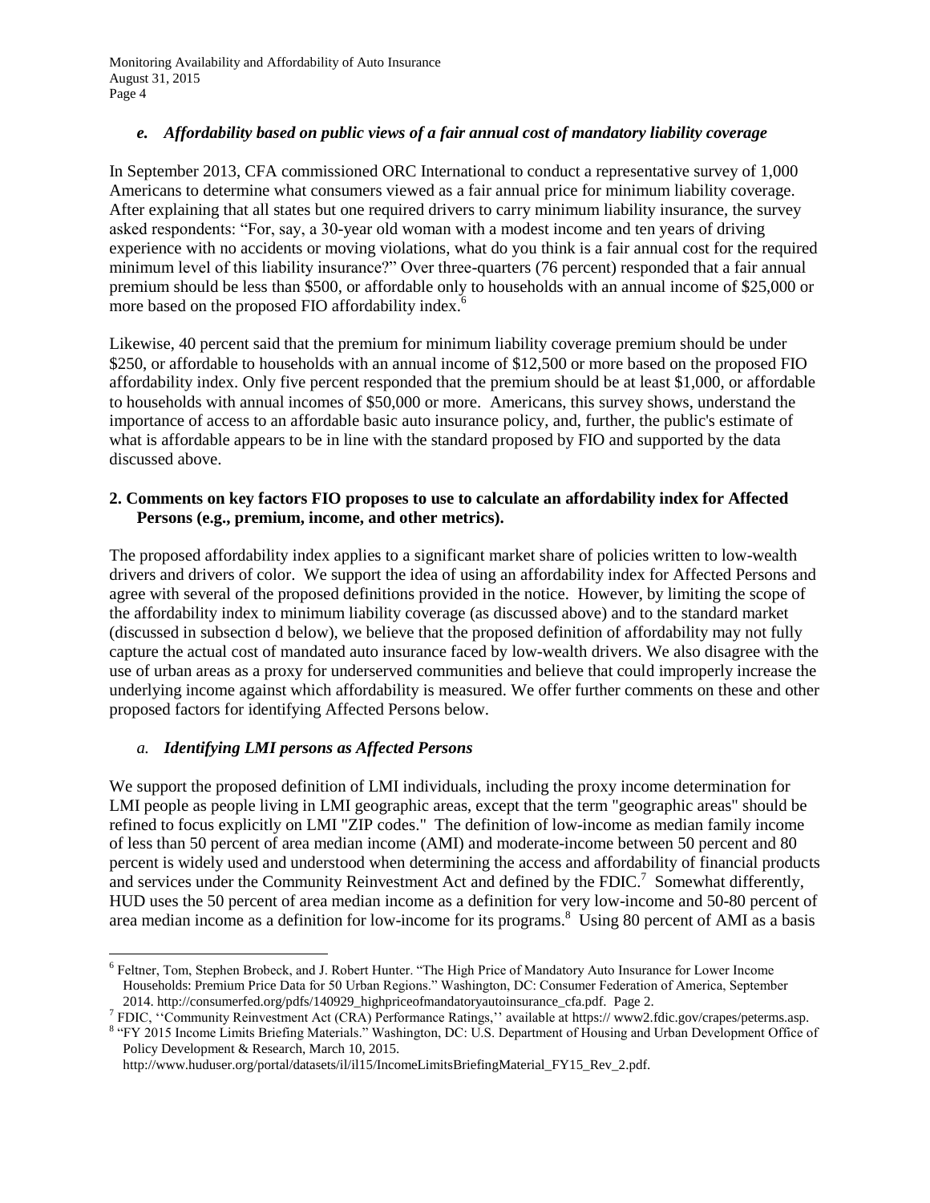### *e. Affordability based on public views of a fair annual cost of mandatory liability coverage*

In September 2013, CFA commissioned ORC International to conduct a representative survey of 1,000 Americans to determine what consumers viewed as a fair annual price for minimum liability coverage. After explaining that all states but one required drivers to carry minimum liability insurance, the survey asked respondents: "For, say, a 30-year old woman with a modest income and ten years of driving experience with no accidents or moving violations, what do you think is a fair annual cost for the required minimum level of this liability insurance?" Over three-quarters (76 percent) responded that a fair annual premium should be less than $500, or affordable only to households with an annual income of $25,000 or more based on the proposed FIO affordability index.[6]

Likewise, 40 percent said that the premium for minimum liability coverage premium should be under $250, or affordable to households with an annual income of $12,500 or more based on the proposed FIO affordability index. Only five percent responded that the premium should be at least $1,000, or affordable to households with annual incomes of $50,000 or more. Americans, this survey shows, understand the importance of access to an affordable basic auto insurance policy, and, further, the public's estimate of what is affordable appears to be in line with the standard proposed by FIO and supported by the data discussed above.

## 2. Comments on key factors FIO proposes to use to calculate an affordability index for Affected Persons (e.g., premium, income, and other metrics).

The proposed affordability index applies to a significant market share of policies written to low-wealth drivers and drivers of color. We support the idea of using an affordability index for Affected Persons and agree with several of the proposed definitions provided in the notice. However, by limiting the scope of the affordability index to minimum liability coverage (as discussed above) and to the standard market (discussed in subsection d below), we believe that the proposed definition of affordability may not fully capture the actual cost of mandated auto insurance faced by low-wealth drivers. We also disagree with the use of urban areas as a proxy for underserved communities and believe that could improperly increase the underlying income against which affordability is measured. We offer further comments on these and other proposed factors for identifying Affected Persons below.

### *a. Identifying LMI persons as Affected Persons*

We support the proposed definition of LMI individuals, including the proxy income determination for LMI people as people living in LMI geographic areas, except that the term "geographic areas" should be refined to focus explicitly on LMI "ZIP codes." The definition of low-income as median family income of less than 50 percent of area median income (AMI) and moderate-income between 50 percent and 80 percent is widely used and understood when determining the access and affordability of financial products and services under the Community Reinvestment Act and defined by the FDIC.[7] Somewhat differently, HUD uses the 50 percent of area median income as a definition for very low-income and 50-80 percent of area median income as a definition for low-income for its programs.[8] Using 80 percent of AMI as a basis

---

[6] Feltner, Tom, Stephen Brobeck, and J. Robert Hunter. "The High Price of Mandatory Auto Insurance for Lower Income Households: Premium Price Data for 50 Urban Regions." Washington, DC: Consumer Federation of America, September 2014. http://consumerfed.org/pdfs/140929_highpriceofmandatoryautoinsurance_cfa.pdf. Page 2.

[7] FDIC, ''Community Reinvestment Act (CRA) Performance Ratings,'' available at https:// www2.fdic.gov/crapes/peterms.asp.

[8] "FY 2015 Income Limits Briefing Materials." Washington, DC: U.S. Department of Housing and Urban Development Office of Policy Development & Research, March 10, 2015. http://www.huduser.org/portal/datasets/il/il15/IncomeLimitsBriefingMaterial_FY15_Rev_2.pdf.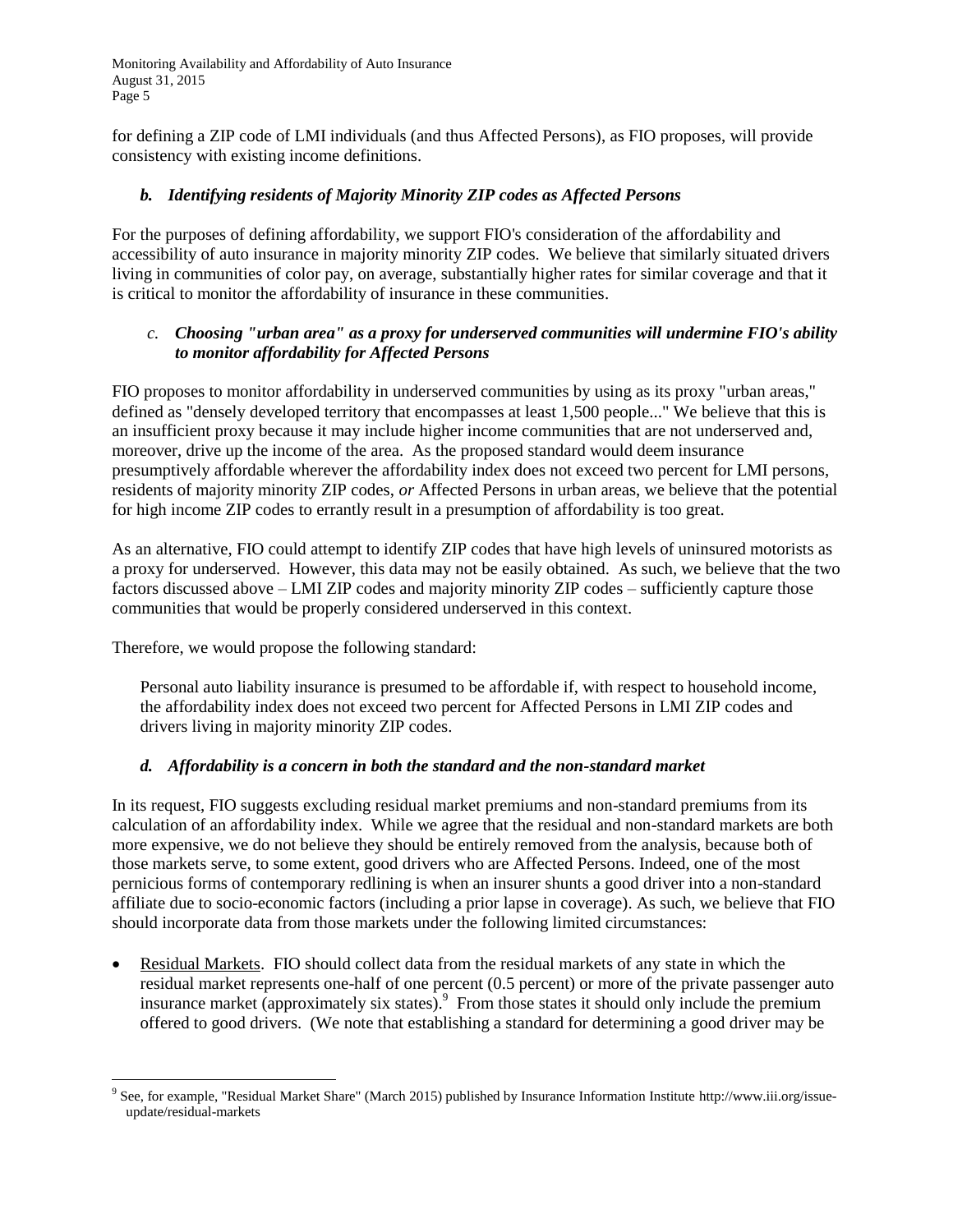for defining a ZIP code of LMI individuals (and thus Affected Persons), as FIO proposes, will provide consistency with existing income definitions.

### *b. Identifying residents of Majority Minority ZIP codes as Affected Persons*

For the purposes of defining affordability, we support FIO's consideration of the affordability and accessibility of auto insurance in majority minority ZIP codes. We believe that similarly situated drivers living in communities of color pay, on average, substantially higher rates for similar coverage and that it is critical to monitor the affordability of insurance in these communities.

### *c. Choosing "urban area" as a proxy for underserved communities will undermine FIO's ability to monitor affordability for Affected Persons*

FIO proposes to monitor affordability in underserved communities by using as its proxy "urban areas," defined as "densely developed territory that encompasses at least 1,500 people..." We believe that this is an insufficient proxy because it may include higher income communities that are not underserved and, moreover, drive up the income of the area. As the proposed standard would deem insurance presumptively affordable wherever the affordability index does not exceed two percent for LMI persons, residents of majority minority ZIP codes, *or* Affected Persons in urban areas, we believe that the potential for high income ZIP codes to errantly result in a presumption of affordability is too great.

As an alternative, FIO could attempt to identify ZIP codes that have high levels of uninsured motorists as a proxy for underserved. However, this data may not be easily obtained. As such, we believe that the two factors discussed above – LMI ZIP codes and majority minority ZIP codes – sufficiently capture those communities that would be properly considered underserved in this context.

Therefore, we would propose the following standard:

> Personal auto liability insurance is presumed to be affordable if, with respect to household income, the affordability index does not exceed two percent for Affected Persons in LMI ZIP codes and drivers living in majority minority ZIP codes.

### *d. Affordability is a concern in both the standard and the non-standard market*

In its request, FIO suggests excluding residual market premiums and non-standard premiums from its calculation of an affordability index. While we agree that the residual and non-standard markets are both more expensive, we do not believe they should be entirely removed from the analysis, because both of those markets serve, to some extent, good drivers who are Affected Persons. Indeed, one of the most pernicious forms of contemporary redlining is when an insurer shunts a good driver into a non-standard affiliate due to socio-economic factors (including a prior lapse in coverage). As such, we believe that FIO should incorporate data from those markets under the following limited circumstances:

- Residual Markets. FIO should collect data from the residual markets of any state in which the residual market represents one-half of one percent (0.5 percent) or more of the private passenger auto insurance market (approximately six states).[9] From those states it should only include the premium offered to good drivers. (We note that establishing a standard for determining a good driver may be

[9] See, for example, "Residual Market Share" (March 2015) published by Insurance Information Institute http://www.iii.org/issue-update/residual-markets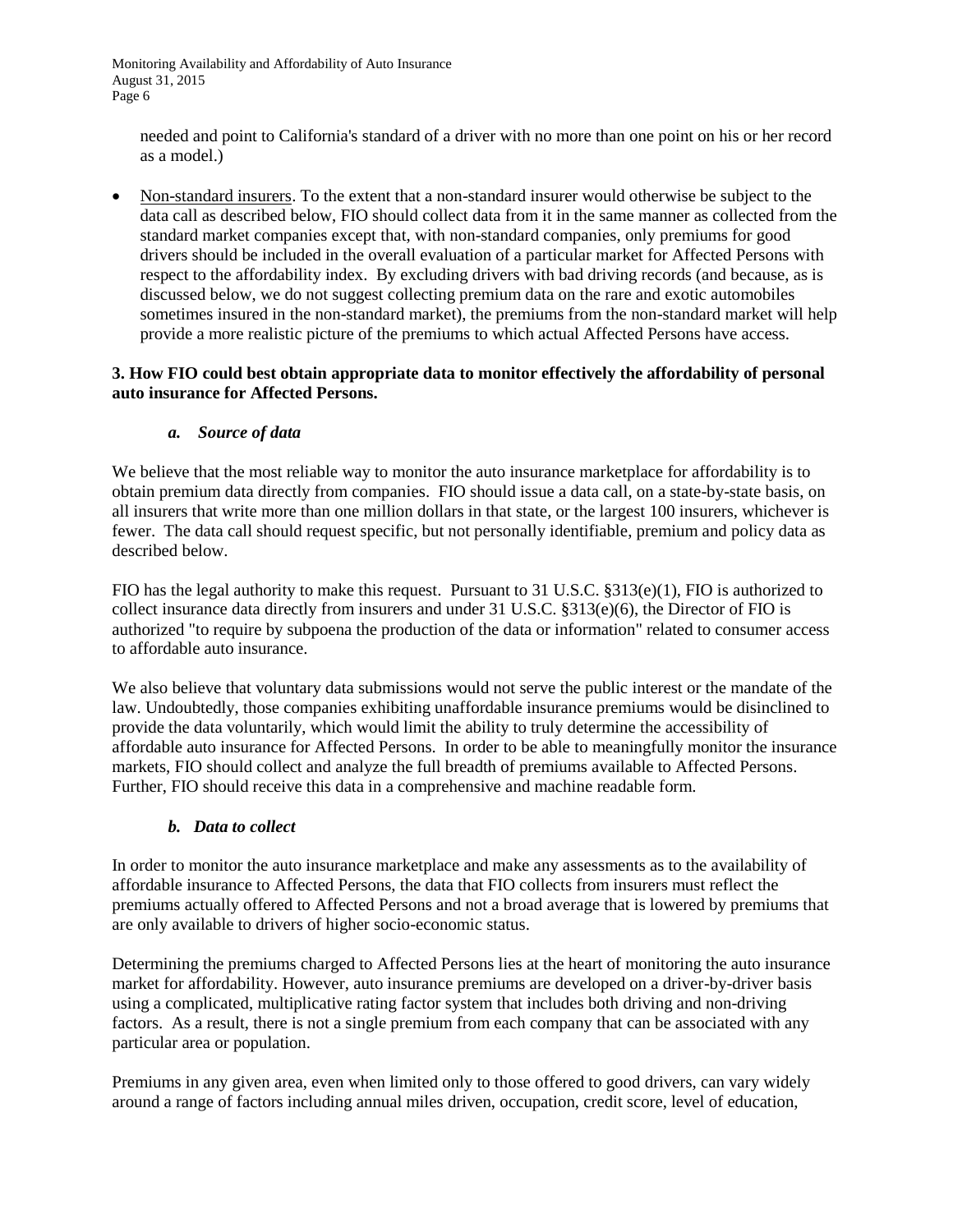needed and point to California's standard of a driver with no more than one point on his or her record as a model.)

- Non-standard insurers. To the extent that a non-standard insurer would otherwise be subject to the data call as described below, FIO should collect data from it in the same manner as collected from the standard market companies except that, with non-standard companies, only premiums for good drivers should be included in the overall evaluation of a particular market for Affected Persons with respect to the affordability index. By excluding drivers with bad driving records (and because, as is discussed below, we do not suggest collecting premium data on the rare and exotic automobiles sometimes insured in the non-standard market), the premiums from the non-standard market will help provide a more realistic picture of the premiums to which actual Affected Persons have access.

**3. How FIO could best obtain appropriate data to monitor effectively the affordability of personal auto insurance for Affected Persons.**

***a. Source of data***

We believe that the most reliable way to monitor the auto insurance marketplace for affordability is to obtain premium data directly from companies. FIO should issue a data call, on a state-by-state basis, on all insurers that write more than one million dollars in that state, or the largest 100 insurers, whichever is fewer. The data call should request specific, but not personally identifiable, premium and policy data as described below.

FIO has the legal authority to make this request. Pursuant to 31 U.S.C. §313(e)(1), FIO is authorized to collect insurance data directly from insurers and under 31 U.S.C. §313(e)(6), the Director of FIO is authorized "to require by subpoena the production of the data or information" related to consumer access to affordable auto insurance.

We also believe that voluntary data submissions would not serve the public interest or the mandate of the law. Undoubtedly, those companies exhibiting unaffordable insurance premiums would be disinclined to provide the data voluntarily, which would limit the ability to truly determine the accessibility of affordable auto insurance for Affected Persons. In order to be able to meaningfully monitor the insurance markets, FIO should collect and analyze the full breadth of premiums available to Affected Persons. Further, FIO should receive this data in a comprehensive and machine readable form.

***b. Data to collect***

In order to monitor the auto insurance marketplace and make any assessments as to the availability of affordable insurance to Affected Persons, the data that FIO collects from insurers must reflect the premiums actually offered to Affected Persons and not a broad average that is lowered by premiums that are only available to drivers of higher socio-economic status.

Determining the premiums charged to Affected Persons lies at the heart of monitoring the auto insurance market for affordability. However, auto insurance premiums are developed on a driver-by-driver basis using a complicated, multiplicative rating factor system that includes both driving and non-driving factors. As a result, there is not a single premium from each company that can be associated with any particular area or population.

Premiums in any given area, even when limited only to those offered to good drivers, can vary widely around a range of factors including annual miles driven, occupation, credit score, level of education,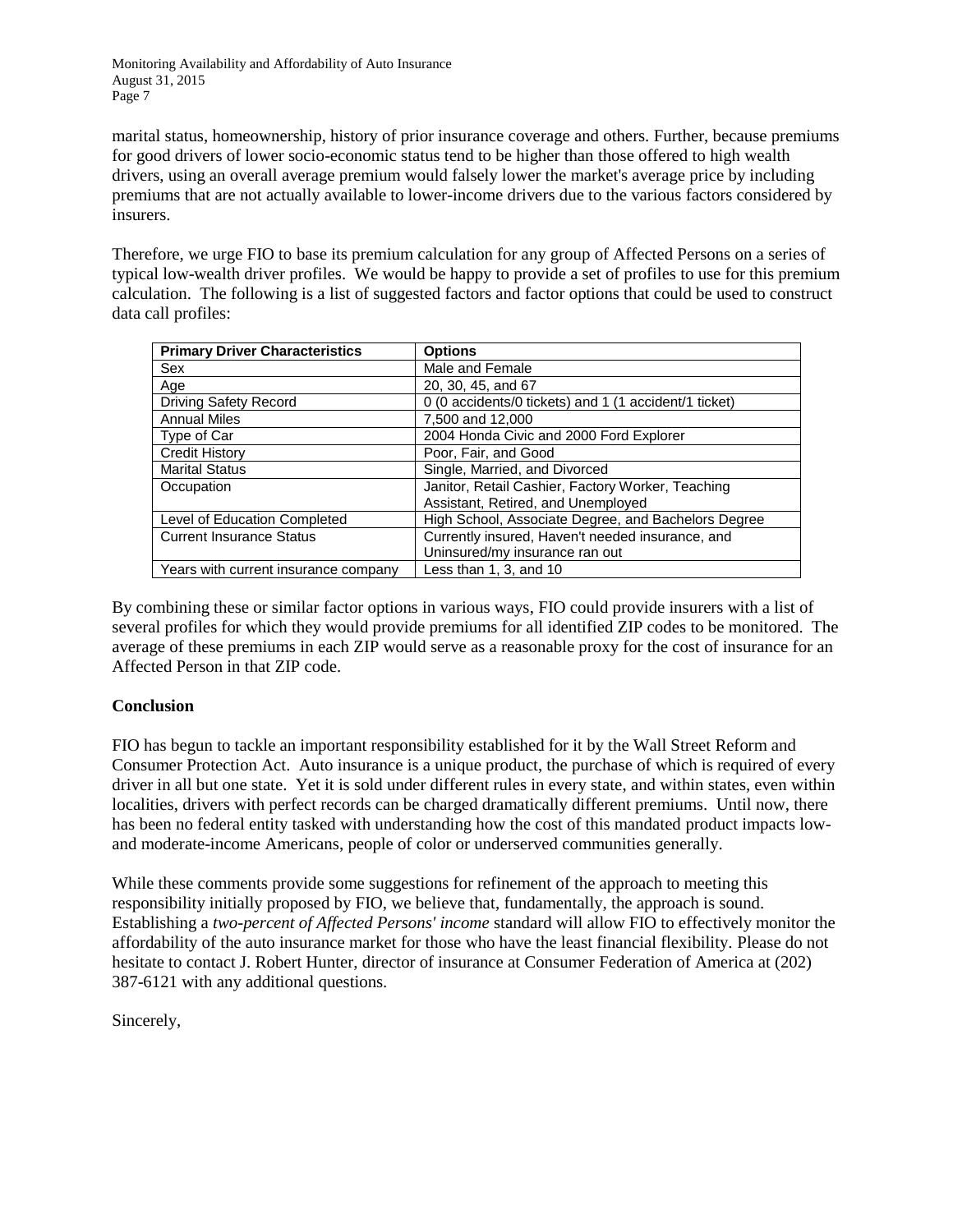marital status, homeownership, history of prior insurance coverage and others. Further, because premiums for good drivers of lower socio-economic status tend to be higher than those offered to high wealth drivers, using an overall average premium would falsely lower the market's average price by including premiums that are not actually available to lower-income drivers due to the various factors considered by insurers.

Therefore, we urge FIO to base its premium calculation for any group of Affected Persons on a series of typical low-wealth driver profiles. We would be happy to provide a set of profiles to use for this premium calculation. The following is a list of suggested factors and factor options that could be used to construct data call profiles:

| **Primary Driver Characteristics** | **Options** |
|---|---|
| Sex | Male and Female |
| Age | 20, 30, 45, and 67 |
| Driving Safety Record | 0 (0 accidents/0 tickets) and 1 (1 accident/1 ticket) |
| Annual Miles | 7,500 and 12,000 |
| Type of Car | 2004 Honda Civic and 2000 Ford Explorer |
| Credit History | Poor, Fair, and Good |
| Marital Status | Single, Married, and Divorced |
| Occupation | Janitor, Retail Cashier, Factory Worker, Teaching Assistant, Retired, and Unemployed |
| Level of Education Completed | High School, Associate Degree, and Bachelors Degree |
| Current Insurance Status | Currently insured, Haven't needed insurance, and Uninsured/my insurance ran out |
| Years with current insurance company | Less than 1, 3, and 10 |

By combining these or similar factor options in various ways, FIO could provide insurers with a list of several profiles for which they would provide premiums for all identified ZIP codes to be monitored. The average of these premiums in each ZIP would serve as a reasonable proxy for the cost of insurance for an Affected Person in that ZIP code.

**Conclusion**

FIO has begun to tackle an important responsibility established for it by the Wall Street Reform and Consumer Protection Act. Auto insurance is a unique product, the purchase of which is required of every driver in all but one state. Yet it is sold under different rules in every state, and within states, even within localities, drivers with perfect records can be charged dramatically different premiums. Until now, there has been no federal entity tasked with understanding how the cost of this mandated product impacts low- and moderate-income Americans, people of color or underserved communities generally.

While these comments provide some suggestions for refinement of the approach to meeting this responsibility initially proposed by FIO, we believe that, fundamentally, the approach is sound. Establishing a *two-percent of Affected Persons' income* standard will allow FIO to effectively monitor the affordability of the auto insurance market for those who have the least financial flexibility. Please do not hesitate to contact J. Robert Hunter, director of insurance at Consumer Federation of America at (202) 387-6121 with any additional questions.

Sincerely,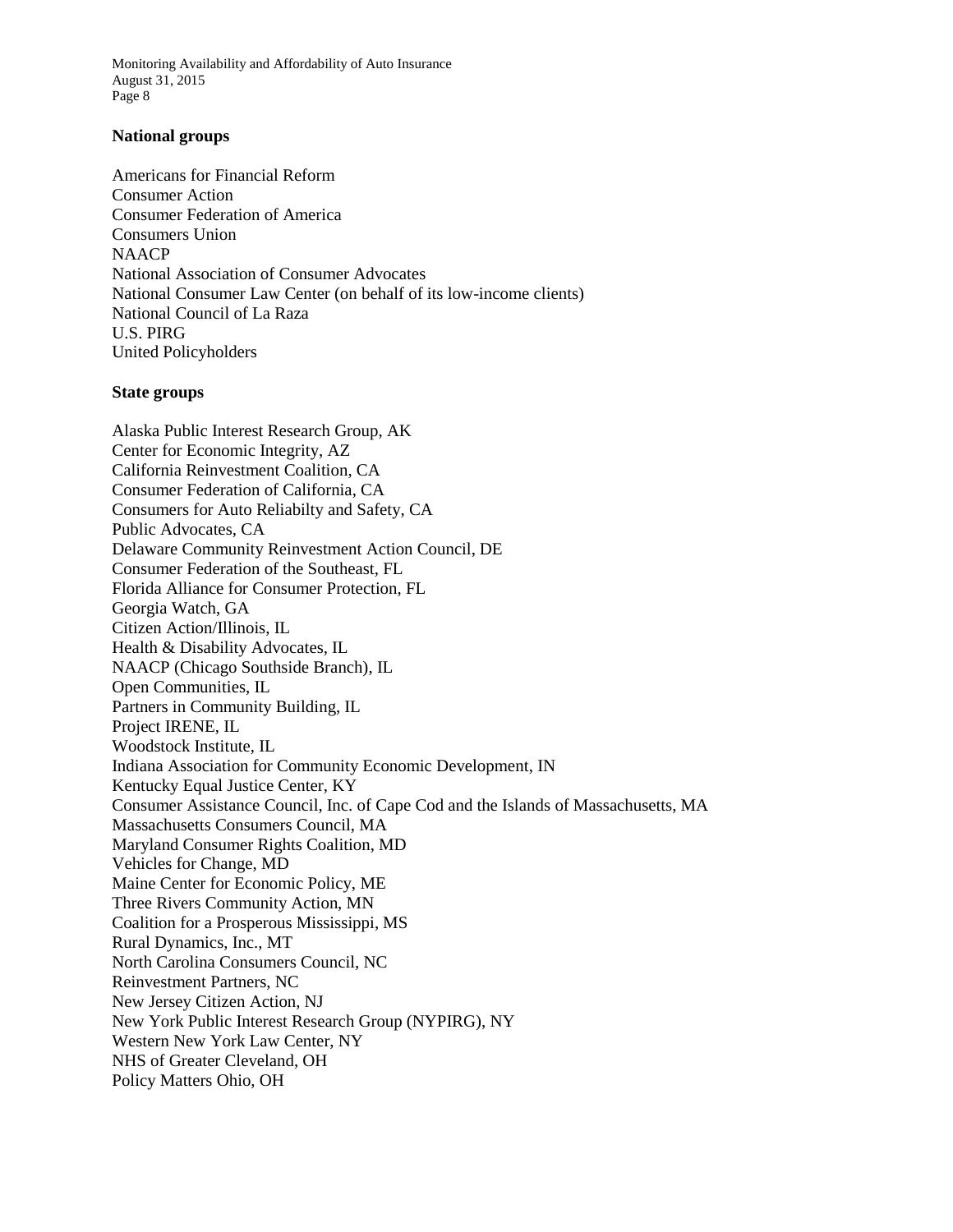**National groups**

Americans for Financial Reform
Consumer Action
Consumer Federation of America
Consumers Union
NAACP
National Association of Consumer Advocates
National Consumer Law Center (on behalf of its low-income clients)
National Council of La Raza
U.S. PIRG
United Policyholders

**State groups**

Alaska Public Interest Research Group, AK
Center for Economic Integrity, AZ
California Reinvestment Coalition, CA
Consumer Federation of California, CA
Consumers for Auto Reliabilty and Safety, CA
Public Advocates, CA
Delaware Community Reinvestment Action Council, DE
Consumer Federation of the Southeast, FL
Florida Alliance for Consumer Protection, FL
Georgia Watch, GA
Citizen Action/Illinois, IL
Health & Disability Advocates, IL
NAACP (Chicago Southside Branch), IL
Open Communities, IL
Partners in Community Building, IL
Project IRENE, IL
Woodstock Institute, IL
Indiana Association for Community Economic Development, IN
Kentucky Equal Justice Center, KY
Consumer Assistance Council, Inc. of Cape Cod and the Islands of Massachusetts, MA
Massachusetts Consumers Council, MA
Maryland Consumer Rights Coalition, MD
Vehicles for Change, MD
Maine Center for Economic Policy, ME
Three Rivers Community Action, MN
Coalition for a Prosperous Mississippi, MS
Rural Dynamics, Inc., MT
North Carolina Consumers Council, NC
Reinvestment Partners, NC
New Jersey Citizen Action, NJ
New York Public Interest Research Group (NYPIRG), NY
Western New York Law Center, NY
NHS of Greater Cleveland, OH
Policy Matters Ohio, OH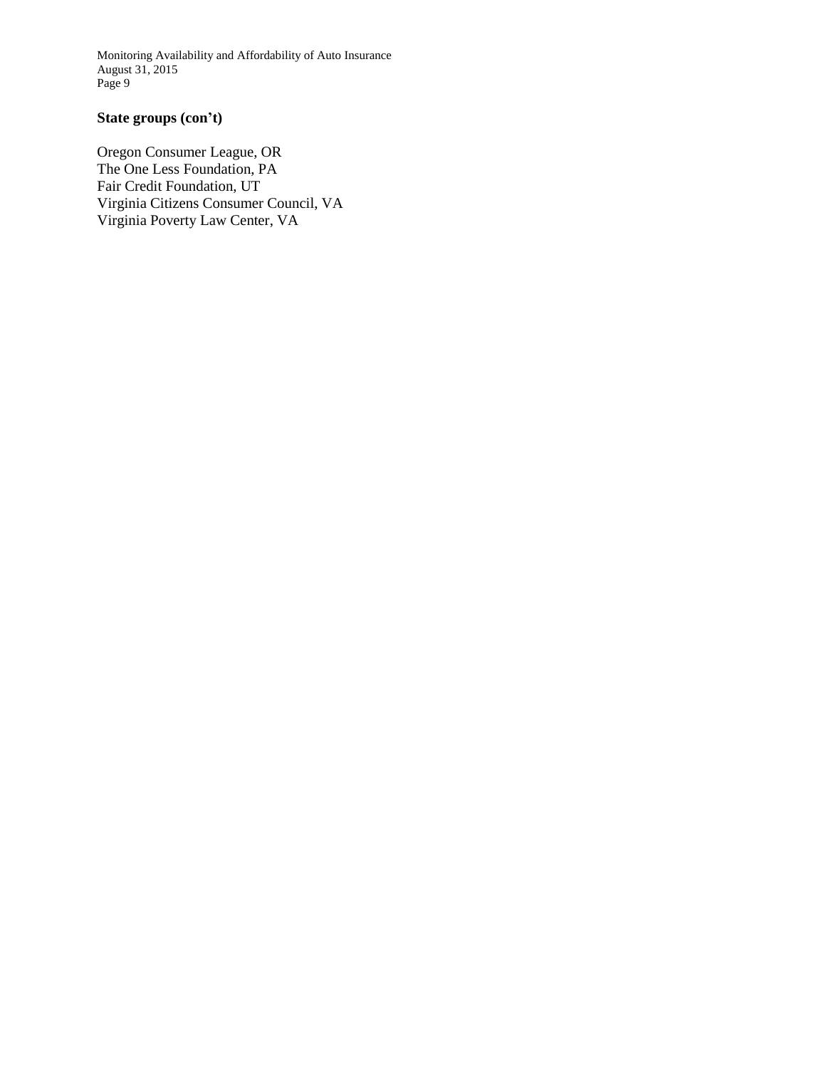**State groups (con't)**

Oregon Consumer League, OR
The One Less Foundation, PA
Fair Credit Foundation, UT
Virginia Citizens Consumer Council, VA
Virginia Poverty Law Center, VA